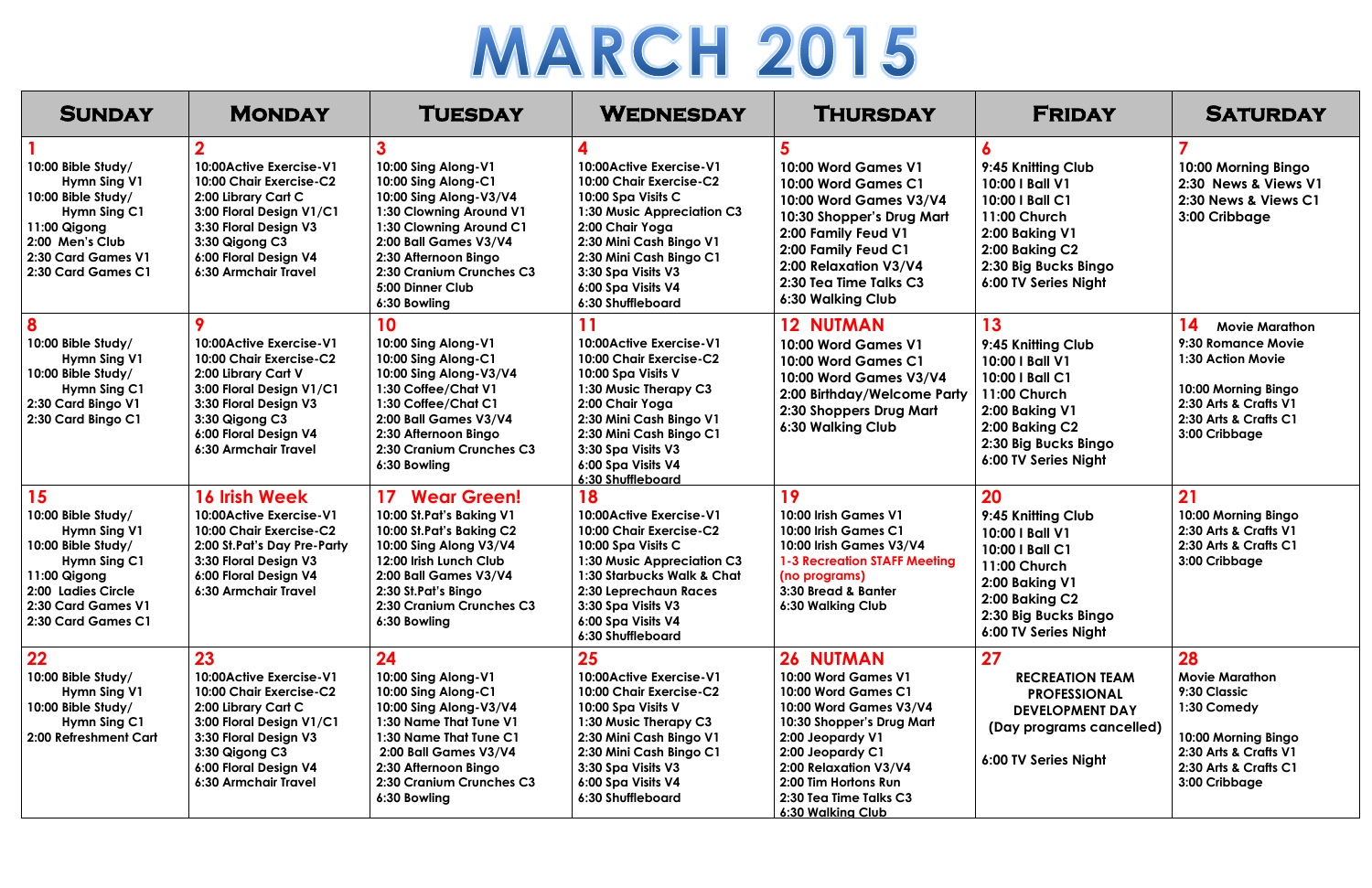# MARCH 2015

| SUNDAY | MONDAY | TUESDAY | WEDNESDAY | THURSDAY | FRIDAY | SATURDAY |
|---|---|---|---|---|---|---|
| **1**<br>10:00 Bible Study/ Hymn Sing V1<br>10:00 Bible Study/ Hymn Sing C1<br>11:00 Qigong<br>2:00 Men's Club<br>2:30 Card Games V1<br>2:30 Card Games C1 | **2**<br>10:00Active Exercise-V1<br>10:00 Chair Exercise-C2<br>2:00 Library Cart C<br>3:00 Floral Design V1/C1<br>3:30 Floral Design V3<br>3:30 Qigong C3<br>6:00 Floral Design V4<br>6:30 Armchair Travel | **3**<br>10:00 Sing Along-V1<br>10:00 Sing Along-C1<br>10:00 Sing Along-V3/V4<br>1:30 Clowning Around V1<br>1:30 Clowning Around C1<br>2:00 Ball Games V3/V4<br>2:30 Afternoon Bingo<br>2:30 Cranium Crunches C3<br>5:00 Dinner Club<br>6:30 Bowling | **4**<br>10:00Active Exercise-V1<br>10:00 Chair Exercise-C2<br>10:00 Spa Visits C<br>1:30 Music Appreciation C3<br>2:00 Chair Yoga<br>2:30 Mini Cash Bingo V1<br>2:30 Mini Cash Bingo C1<br>3:30 Spa Visits V3<br>6:00 Spa Visits V4<br>6:30 Shuffleboard | **5**<br>10:00 Word Games V1<br>10:00 Word Games C1<br>10:00 Word Games V3/V4<br>10:30 Shopper's Drug Mart<br>2:00 Family Feud V1<br>2:00 Family Feud C1<br>2:00 Relaxation V3/V4<br>2:30 Tea Time Talks C3<br>6:30 Walking Club | **6**<br>9:45 Knitting Club<br>10:00 I Ball V1<br>10:00 I Ball C1<br>11:00 Church<br>2:00 Baking V1<br>2:00 Baking C2<br>2:30 Big Bucks Bingo<br>6:00 TV Series Night | **7**<br>10:00 Morning Bingo<br>2:30 News & Views V1<br>2:30 News & Views C1<br>3:00 Cribbage |
| **8**<br>10:00 Bible Study/ Hymn Sing V1<br>10:00 Bible Study/ Hymn Sing C1<br>2:30 Card Bingo V1<br>2:30 Card Bingo C1 | **9**<br>10:00Active Exercise-V1<br>10:00 Chair Exercise-C2<br>2:00 Library Cart V<br>3:00 Floral Design V1/C1<br>3:30 Floral Design V3<br>3:30 Qigong C3<br>6:00 Floral Design V4<br>6:30 Armchair Travel | **10**<br>10:00 Sing Along-V1<br>10:00 Sing Along-C1<br>10:00 Sing Along-V3/V4<br>1:30 Coffee/Chat V1<br>1:30 Coffee/Chat C1<br>2:00 Ball Games V3/V4<br>2:30 Afternoon Bingo<br>2:30 Cranium Crunches C3<br>6:30 Bowling | **11**<br>10:00Active Exercise-V1<br>10:00 Chair Exercise-C2<br>10:00 Spa Visits V<br>1:30 Music Therapy C3<br>2:00 Chair Yoga<br>2:30 Mini Cash Bingo V1<br>2:30 Mini Cash Bingo C1<br>3:30 Spa Visits V3<br>6:00 Spa Visits V4<br>6:30 Shuffleboard | **12 NUTMAN**<br>10:00 Word Games V1<br>10:00 Word Games C1<br>10:00 Word Games V3/V4<br>2:00 Birthday/Welcome Party<br>2:30 Shoppers Drug Mart<br>6:30 Walking Club | **13**<br>9:45 Knitting Club<br>10:00 I Ball V1<br>10:00 I Ball C1<br>11:00 Church<br>2:00 Baking V1<br>2:00 Baking C2<br>2:30 Big Bucks Bingo<br>6:00 TV Series Night | **14** Movie Marathon<br>9:30 Romance Movie<br>1:30 Action Movie<br><br>10:00 Morning Bingo<br>2:30 Arts & Crafts V1<br>2:30 Arts & Crafts C1<br>3:00 Cribbage |
| **15**<br>10:00 Bible Study/ Hymn Sing V1<br>10:00 Bible Study/ Hymn Sing C1<br>11:00 Qigong<br>2:00 Ladies Circle<br>2:30 Card Games V1<br>2:30 Card Games C1 | **16 Irish Week**<br>10:00Active Exercise-V1<br>10:00 Chair Exercise-C2<br>2:00 St.Pat's Day Pre-Party<br>3:30 Floral Design V3<br>6:00 Floral Design V4<br>6:30 Armchair Travel | **17 Wear Green!**<br>10:00 St.Pat's Baking V1<br>10:00 St.Pat's Baking C2<br>10:00 Sing Along V3/V4<br>12:00 Irish Lunch Club<br>2:00 Ball Games V3/V4<br>2:30 St.Pat's Bingo<br>2:30 Cranium Crunches C3<br>6:30 Bowling | **18**<br>10:00Active Exercise-V1<br>10:00 Chair Exercise-C2<br>10:00 Spa Visits C<br>1:30 Music Appreciation C3<br>1:30 Starbucks Walk & Chat<br>2:30 Leprechaun Races<br>3:30 Spa Visits V3<br>6:00 Spa Visits V4<br>6:30 Shuffleboard | **19**<br>10:00 Irish Games V1<br>10:00 Irish Games C1<br>10:00 Irish Games V3/V4<br>1-3 Recreation STAFF Meeting (no programs)<br>3:30 Bread & Banter<br>6:30 Walking Club | **20**<br>9:45 Knitting Club<br>10:00 I Ball V1<br>10:00 I Ball C1<br>11:00 Church<br>2:00 Baking V1<br>2:00 Baking C2<br>2:30 Big Bucks Bingo<br>6:00 TV Series Night | **21**<br>10:00 Morning Bingo<br>2:30 Arts & Crafts V1<br>2:30 Arts & Crafts C1<br>3:00 Cribbage |
| **22**<br>10:00 Bible Study/ Hymn Sing V1<br>10:00 Bible Study/ Hymn Sing C1<br>2:00 Refreshment Cart | **23**<br>10:00Active Exercise-V1<br>10:00 Chair Exercise-C2<br>2:00 Library Cart C<br>3:00 Floral Design V1/C1<br>3:30 Floral Design V3<br>3:30 Qigong C3<br>6:00 Floral Design V4<br>6:30 Armchair Travel | **24**<br>10:00 Sing Along-V1<br>10:00 Sing Along-C1<br>10:00 Sing Along-V3/V4<br>1:30 Name That Tune V1<br>1:30 Name That Tune C1<br>2:00 Ball Games V3/V4<br>2:30 Afternoon Bingo<br>2:30 Cranium Crunches C3<br>6:30 Bowling | **25**<br>10:00Active Exercise-V1<br>10:00 Chair Exercise-C2<br>10:00 Spa Visits V<br>1:30 Music Therapy C3<br>2:30 Mini Cash Bingo V1<br>2:30 Mini Cash Bingo C1<br>3:30 Spa Visits V3<br>6:00 Spa Visits V4<br>6:30 Shuffleboard | **26 NUTMAN**<br>10:00 Word Games V1<br>10:00 Word Games C1<br>10:00 Word Games V3/V4<br>10:30 Shopper's Drug Mart<br>2:00 Jeopardy V1<br>2:00 Jeopardy C1<br>2:00 Relaxation V3/V4<br>2:00 Tim Hortons Run<br>2:30 Tea Time Talks C3<br>6:30 Walking Club | **27**<br>RECREATION TEAM PROFESSIONAL DEVELOPMENT DAY<br>(Day programs cancelled)<br><br>6:00 TV Series Night | **28**<br>Movie Marathon<br>9:30 Classic<br>1:30 Comedy<br><br>10:00 Morning Bingo<br>2:30 Arts & Crafts V1<br>2:30 Arts & Crafts C1<br>3:00 Cribbage |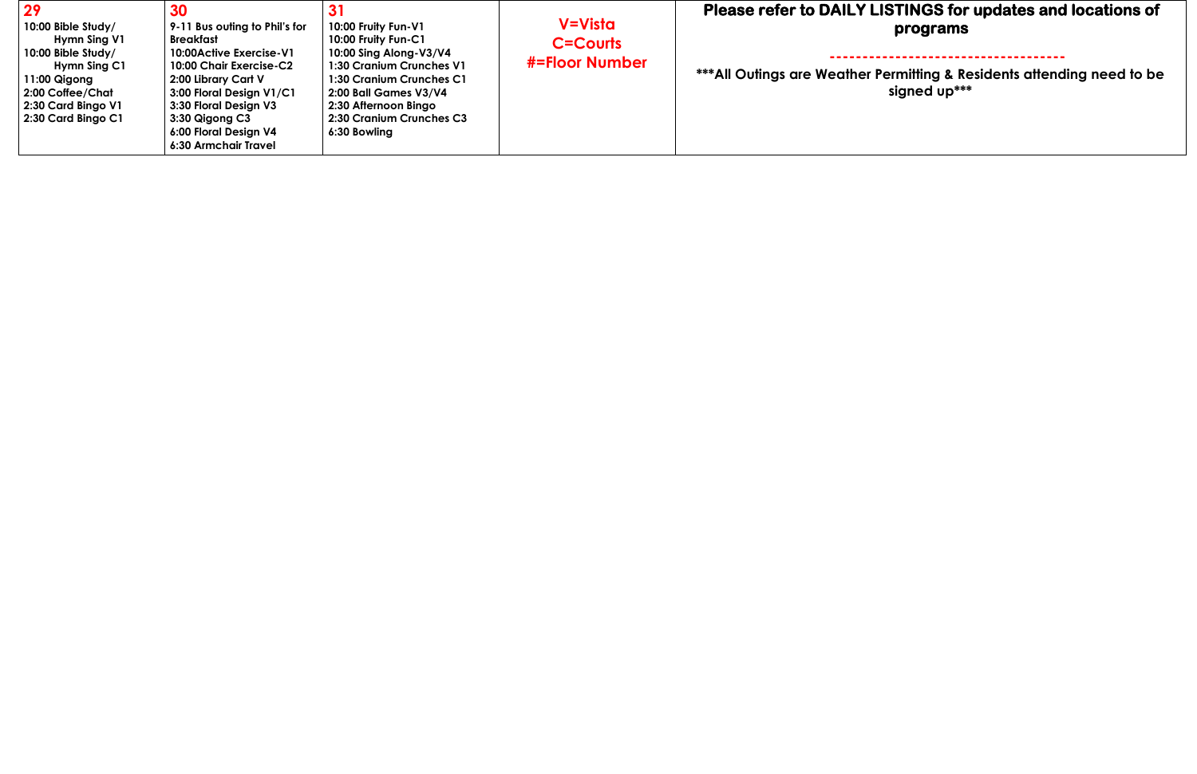| | | | | |
|---|---|---|---|---|
| **29**<br>10:00 Bible Study/ Hymn Sing V1<br>10:00 Bible Study/ Hymn Sing C1<br>11:00 Qigong<br>2:00 Coffee/Chat<br>2:30 Card Bingo V1<br>2:30 Card Bingo C1 | **30**<br>9-11 Bus outing to Phil's for Breakfast<br>10:00Active Exercise-V1<br>10:00 Chair Exercise-C2<br>2:00 Library Cart V<br>3:00 Floral Design V1/C1<br>3:30 Floral Design V3<br>3:30 Qigong C3<br>6:00 Floral Design V4<br>6:30 Armchair Travel | **31**<br>10:00 Fruity Fun-V1<br>10:00 Fruity Fun-C1<br>10:00 Sing Along-V3/V4<br>1:30 Cranium Crunches V1<br>1:30 Cranium Crunches C1<br>2:00 Ball Games V3/V4<br>2:30 Afternoon Bingo<br>2:30 Cranium Crunches C3<br>6:30 Bowling | V=Vista<br>C=Courts<br>#=Floor Number | **Please refer to DAILY LISTINGS for updates and locations of programs**<br>-----------------------------------<br>***All Outings are Weather Permitting & Residents attending need to be signed up*** |